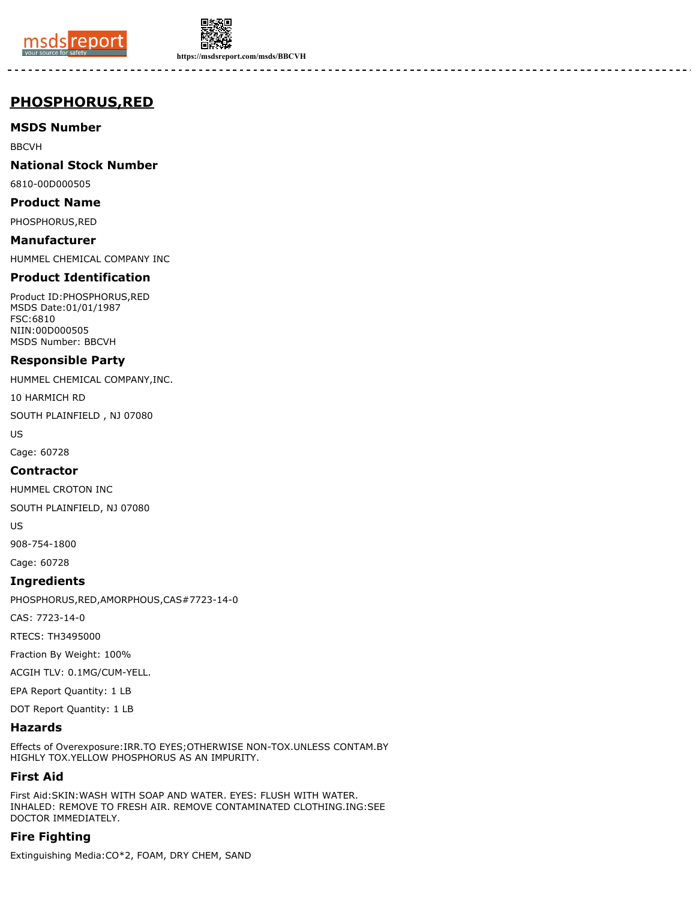https://msdsreport.com/msds/BBCVH

# PHOSPHORUS,RED

## MSDS Number

BBCVH

## National Stock Number

6810-00D000505

## Product Name

PHOSPHORUS,RED

## Manufacturer

HUMMEL CHEMICAL COMPANY INC

## Product Identification

Product ID:PHOSPHORUS,RED
MSDS Date:01/01/1987
FSC:6810
NIIN:00D000505
MSDS Number: BBCVH

## Responsible Party

HUMMEL CHEMICAL COMPANY,INC.

10 HARMICH RD

SOUTH PLAINFIELD , NJ 07080

US

Cage: 60728

## Contractor

HUMMEL CROTON INC

SOUTH PLAINFIELD, NJ 07080

US

908-754-1800

Cage: 60728

## Ingredients

PHOSPHORUS,RED,AMORPHOUS,CAS#7723-14-0

CAS: 7723-14-0

RTECS: TH3495000

Fraction By Weight: 100%

ACGIH TLV: 0.1MG/CUM-YELL.

EPA Report Quantity: 1 LB

DOT Report Quantity: 1 LB

## Hazards

Effects of Overexposure:IRR.TO EYES;OTHERWISE NON-TOX.UNLESS CONTAM.BY HIGHLY TOX.YELLOW PHOSPHORUS AS AN IMPURITY.

## First Aid

First Aid:SKIN:WASH WITH SOAP AND WATER. EYES: FLUSH WITH WATER. INHALED: REMOVE TO FRESH AIR. REMOVE CONTAMINATED CLOTHING.ING:SEE DOCTOR IMMEDIATELY.

## Fire Fighting

Extinguishing Media:CO*2, FOAM, DRY CHEM, SAND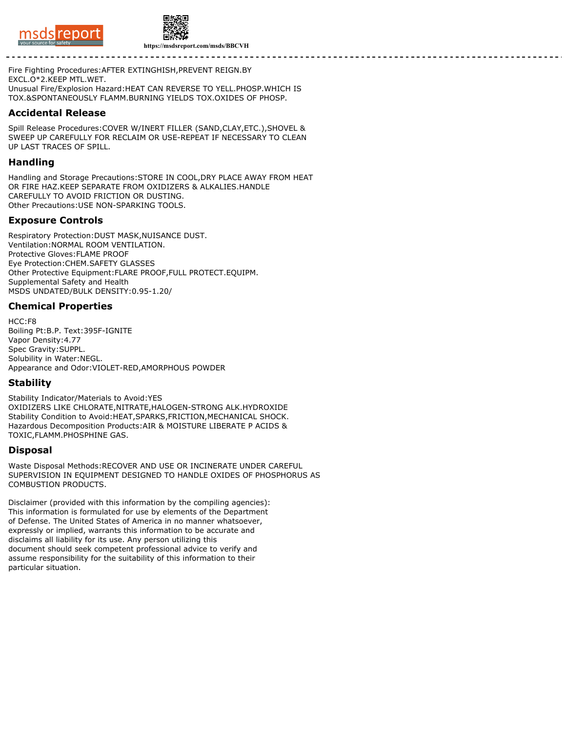Fire Fighting Procedures:AFTER EXTINGHISH,PREVENT REIGN.BY EXCL.O*2.KEEP MTL.WET.
Unusual Fire/Explosion Hazard:HEAT CAN REVERSE TO YELL.PHOSP.WHICH IS TOX.&SPONTANEOUSLY FLAMM.BURNING YIELDS TOX.OXIDES OF PHOSP.

## Accidental Release

Spill Release Procedures:COVER W/INERT FILLER (SAND,CLAY,ETC.),SHOVEL & SWEEP UP CAREFULLY FOR RECLAIM OR USE-REPEAT IF NECESSARY TO CLEAN UP LAST TRACES OF SPILL.

## Handling

Handling and Storage Precautions:STORE IN COOL,DRY PLACE AWAY FROM HEAT OR FIRE HAZ.KEEP SEPARATE FROM OXIDIZERS & ALKALIES.HANDLE CAREFULLY TO AVOID FRICTION OR DUSTING.
Other Precautions:USE NON-SPARKING TOOLS.

## Exposure Controls

Respiratory Protection:DUST MASK,NUISANCE DUST.
Ventilation:NORMAL ROOM VENTILATION.
Protective Gloves:FLAME PROOF
Eye Protection:CHEM.SAFETY GLASSES
Other Protective Equipment:FLARE PROOF,FULL PROTECT.EQUIPM.
Supplemental Safety and Health
MSDS UNDATED/BULK DENSITY:0.95-1.20/

## Chemical Properties

HCC:F8
Boiling Pt:B.P. Text:395F-IGNITE
Vapor Density:4.77
Spec Gravity:SUPPL.
Solubility in Water:NEGL.
Appearance and Odor:VIOLET-RED,AMORPHOUS POWDER

## Stability

Stability Indicator/Materials to Avoid:YES
OXIDIZERS LIKE CHLORATE,NITRATE,HALOGEN-STRONG ALK.HYDROXIDE
Stability Condition to Avoid:HEAT,SPARKS,FRICTION,MECHANICAL SHOCK.
Hazardous Decomposition Products:AIR & MOISTURE LIBERATE P ACIDS & TOXIC,FLAMM.PHOSPHINE GAS.

## Disposal

Waste Disposal Methods:RECOVER AND USE OR INCINERATE UNDER CAREFUL SUPERVISION IN EQUIPMENT DESIGNED TO HANDLE OXIDES OF PHOSPHORUS AS COMBUSTION PRODUCTS.

Disclaimer (provided with this information by the compiling agencies): This information is formulated for use by elements of the Department of Defense. The United States of America in no manner whatsoever, expressly or implied, warrants this information to be accurate and disclaims all liability for its use. Any person utilizing this document should seek competent professional advice to verify and assume responsibility for the suitability of this information to their particular situation.